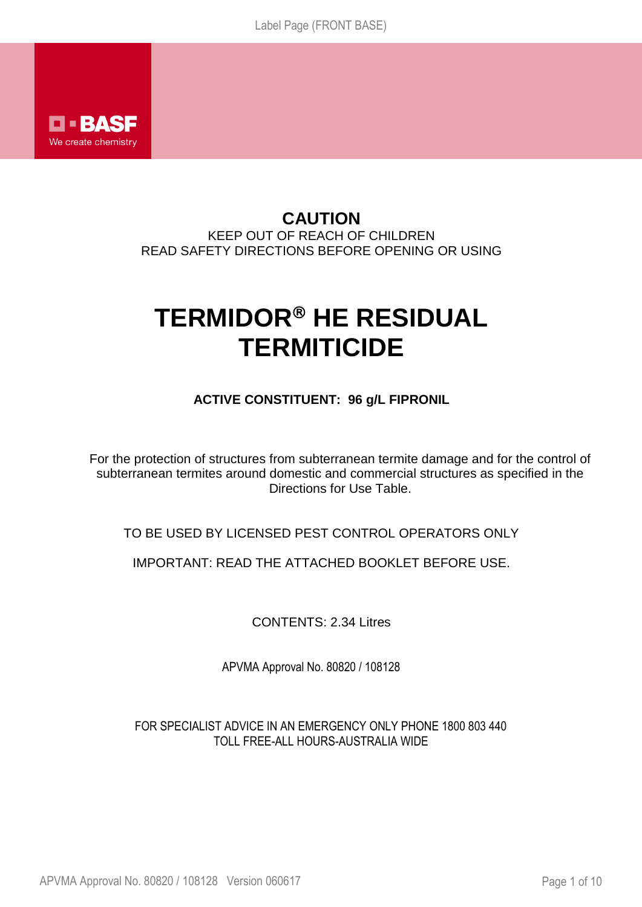BASF

We create chemistry

**CAUTION**

KEEP OUT OF REACH OF CHILDREN

READ SAFETY DIRECTIONS BEFORE OPENING OR USING

# TERMIDOR® HE RESIDUAL TERMITICIDE

**ACTIVE CONSTITUENT: 96 g/L FIPRONIL**

For the protection of structures from subterranean termite damage and for the control of subterranean termites around domestic and commercial structures as specified in the Directions for Use Table.

TO BE USED BY LICENSED PEST CONTROL OPERATORS ONLY

IMPORTANT: READ THE ATTACHED BOOKLET BEFORE USE.

CONTENTS: 2.34 Litres

APVMA Approval No. 80820 / 108128

FOR SPECIALIST ADVICE IN AN EMERGENCY ONLY PHONE 1800 803 440
TOLL FREE-ALL HOURS-AUSTRALIA WIDE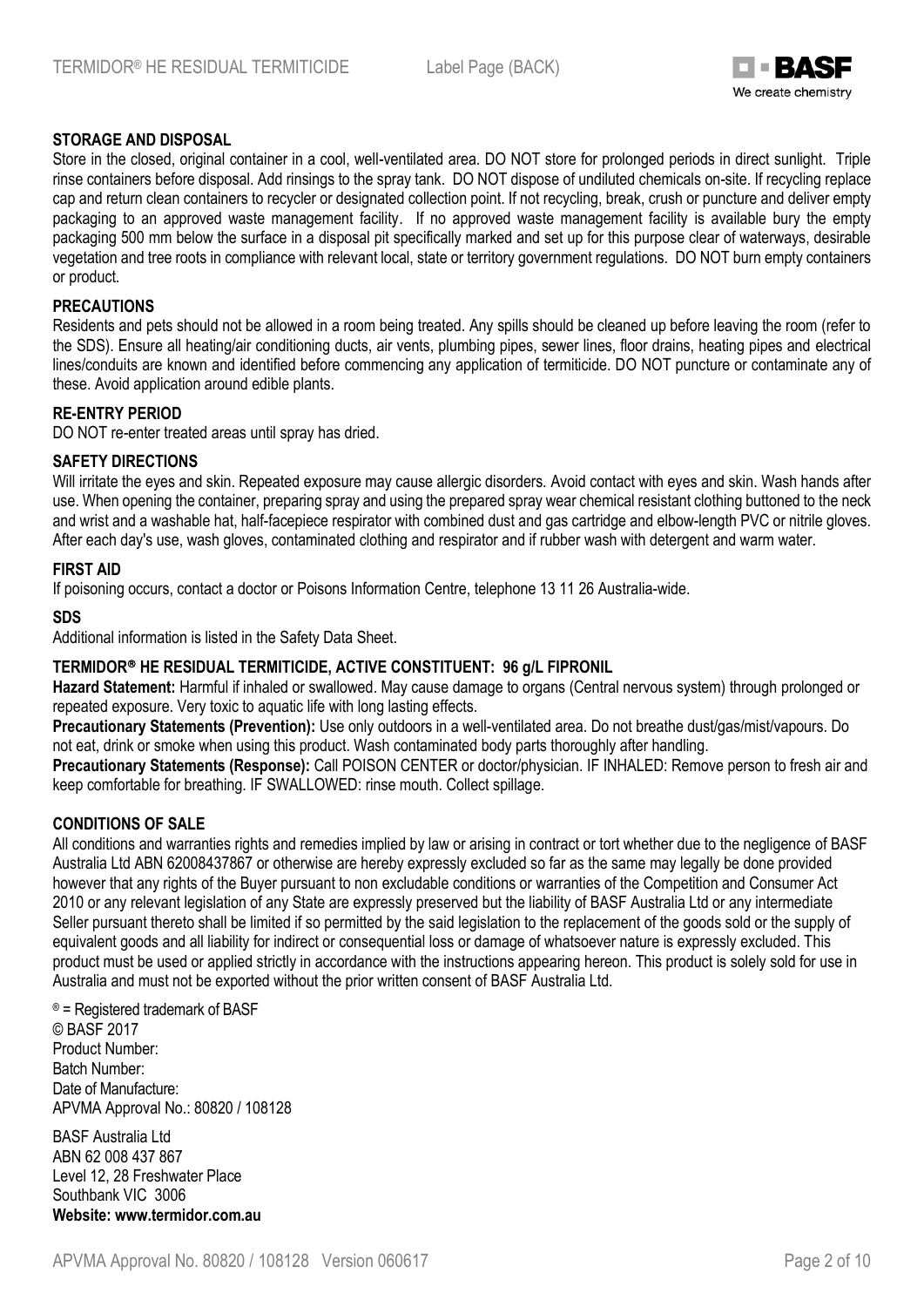## STORAGE AND DISPOSAL

Store in the closed, original container in a cool, well-ventilated area. DO NOT store for prolonged periods in direct sunlight. Triple rinse containers before disposal. Add rinsings to the spray tank. DO NOT dispose of undiluted chemicals on-site. If recycling replace cap and return clean containers to recycler or designated collection point. If not recycling, break, crush or puncture and deliver empty packaging to an approved waste management facility. If no approved waste management facility is available bury the empty packaging 500 mm below the surface in a disposal pit specifically marked and set up for this purpose clear of waterways, desirable vegetation and tree roots in compliance with relevant local, state or territory government regulations. DO NOT burn empty containers or product.

## PRECAUTIONS

Residents and pets should not be allowed in a room being treated. Any spills should be cleaned up before leaving the room (refer to the SDS). Ensure all heating/air conditioning ducts, air vents, plumbing pipes, sewer lines, floor drains, heating pipes and electrical lines/conduits are known and identified before commencing any application of termiticide. DO NOT puncture or contaminate any of these. Avoid application around edible plants.

## RE-ENTRY PERIOD

DO NOT re-enter treated areas until spray has dried.

## SAFETY DIRECTIONS

Will irritate the eyes and skin. Repeated exposure may cause allergic disorders. Avoid contact with eyes and skin. Wash hands after use. When opening the container, preparing spray and using the prepared spray wear chemical resistant clothing buttoned to the neck and wrist and a washable hat, half-facepiece respirator with combined dust and gas cartridge and elbow-length PVC or nitrile gloves. After each day's use, wash gloves, contaminated clothing and respirator and if rubber wash with detergent and warm water.

## FIRST AID

If poisoning occurs, contact a doctor or Poisons Information Centre, telephone 13 11 26 Australia-wide.

## SDS

Additional information is listed in the Safety Data Sheet.

## TERMIDOR® HE RESIDUAL TERMITICIDE, ACTIVE CONSTITUENT: 96 g/L FIPRONIL

**Hazard Statement:** Harmful if inhaled or swallowed. May cause damage to organs (Central nervous system) through prolonged or repeated exposure. Very toxic to aquatic life with long lasting effects.

**Precautionary Statements (Prevention):** Use only outdoors in a well-ventilated area. Do not breathe dust/gas/mist/vapours. Do not eat, drink or smoke when using this product. Wash contaminated body parts thoroughly after handling.

**Precautionary Statements (Response):** Call POISON CENTER or doctor/physician. IF INHALED: Remove person to fresh air and keep comfortable for breathing. IF SWALLOWED: rinse mouth. Collect spillage.

## CONDITIONS OF SALE

All conditions and warranties rights and remedies implied by law or arising in contract or tort whether due to the negligence of BASF Australia Ltd ABN 62008437867 or otherwise are hereby expressly excluded so far as the same may legally be done provided however that any rights of the Buyer pursuant to non excludable conditions or warranties of the Competition and Consumer Act 2010 or any relevant legislation of any State are expressly preserved but the liability of BASF Australia Ltd or any intermediate Seller pursuant thereto shall be limited if so permitted by the said legislation to the replacement of the goods sold or the supply of equivalent goods and all liability for indirect or consequential loss or damage of whatsoever nature is expressly excluded. This product must be used or applied strictly in accordance with the instructions appearing hereon. This product is solely sold for use in Australia and must not be exported without the prior written consent of BASF Australia Ltd.

® = Registered trademark of BASF
© BASF 2017
Product Number:
Batch Number:
Date of Manufacture:
APVMA Approval No.: 80820 / 108128

BASF Australia Ltd
ABN 62 008 437 867
Level 12, 28 Freshwater Place
Southbank VIC 3006
**Website: www.termidor.com.au**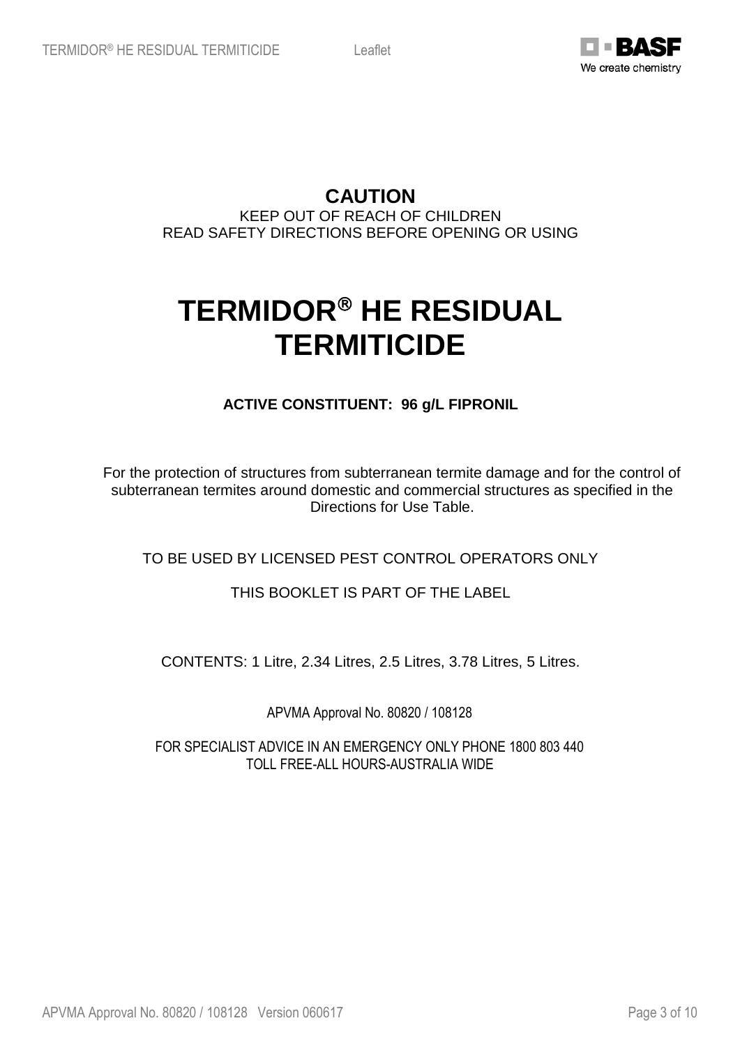**CAUTION**

KEEP OUT OF REACH OF CHILDREN

READ SAFETY DIRECTIONS BEFORE OPENING OR USING

# TERMIDOR® HE RESIDUAL TERMITICIDE

**ACTIVE CONSTITUENT: 96 g/L FIPRONIL**

For the protection of structures from subterranean termite damage and for the control of subterranean termites around domestic and commercial structures as specified in the Directions for Use Table.

TO BE USED BY LICENSED PEST CONTROL OPERATORS ONLY

THIS BOOKLET IS PART OF THE LABEL

CONTENTS: 1 Litre, 2.34 Litres, 2.5 Litres, 3.78 Litres, 5 Litres.

APVMA Approval No. 80820 / 108128

FOR SPECIALIST ADVICE IN AN EMERGENCY ONLY PHONE 1800 803 440

TOLL FREE-ALL HOURS-AUSTRALIA WIDE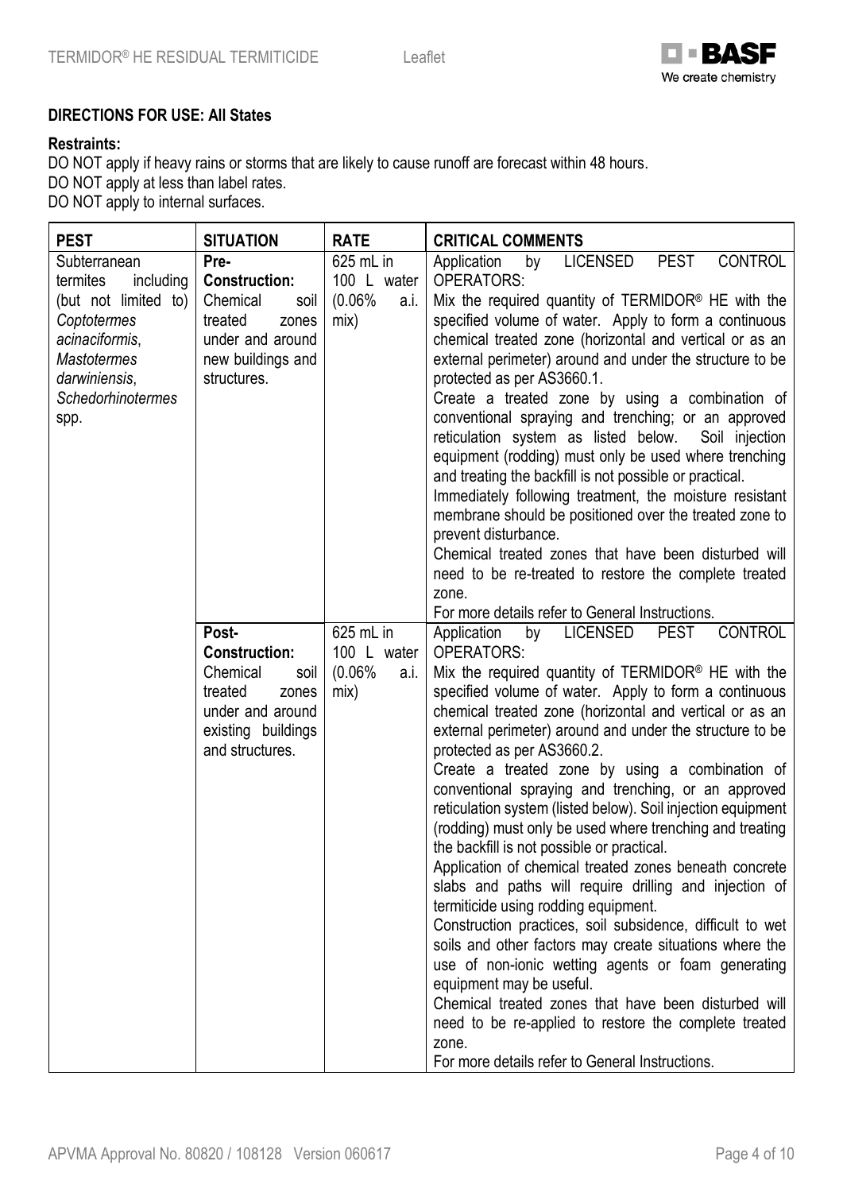**DIRECTIONS FOR USE: All States**

**Restraints:**

DO NOT apply if heavy rains or storms that are likely to cause runoff are forecast within 48 hours.
DO NOT apply at less than label rates.
DO NOT apply to internal surfaces.

| PEST | SITUATION | RATE | CRITICAL COMMENTS |
|---|---|---|---|
| Subterranean termites including (but not limited to) *Coptotermes acinaciformis*, *Mastotermes darwiniensis*, *Schedorhinotermes* spp. | **Pre-Construction:** Chemical soil treated zones under and around new buildings and structures. | 625 mL in 100 L water (0.06% a.i. mix) | Application by LICENSED PEST CONTROL OPERATORS:<br>Mix the required quantity of TERMIDOR® HE with the specified volume of water. Apply to form a continuous chemical treated zone (horizontal and vertical or as an external perimeter) around and under the structure to be protected as per AS3660.1.<br>Create a treated zone by using a combination of conventional spraying and trenching; or an approved reticulation system as listed below. Soil injection equipment (rodding) must only be used where trenching and treating the backfill is not possible or practical.<br>Immediately following treatment, the moisture resistant membrane should be positioned over the treated zone to prevent disturbance.<br>Chemical treated zones that have been disturbed will need to be re-treated to restore the complete treated zone.<br>For more details refer to General Instructions. |
| | **Post-Construction:** Chemical soil treated zones under and around existing buildings and structures. | 625 mL in 100 L water (0.06% a.i. mix) | Application by LICENSED PEST CONTROL OPERATORS:<br>Mix the required quantity of TERMIDOR® HE with the specified volume of water. Apply to form a continuous chemical treated zone (horizontal and vertical or as an external perimeter) around and under the structure to be protected as per AS3660.2.<br>Create a treated zone by using a combination of conventional spraying and trenching, or an approved reticulation system (listed below). Soil injection equipment (rodding) must only be used where trenching and treating the backfill is not possible or practical.<br>Application of chemical treated zones beneath concrete slabs and paths will require drilling and injection of termiticide using rodding equipment.<br>Construction practices, soil subsidence, difficult to wet soils and other factors may create situations where the use of non-ionic wetting agents or foam generating equipment may be useful.<br>Chemical treated zones that have been disturbed will need to be re-applied to restore the complete treated zone.<br>For more details refer to General Instructions. |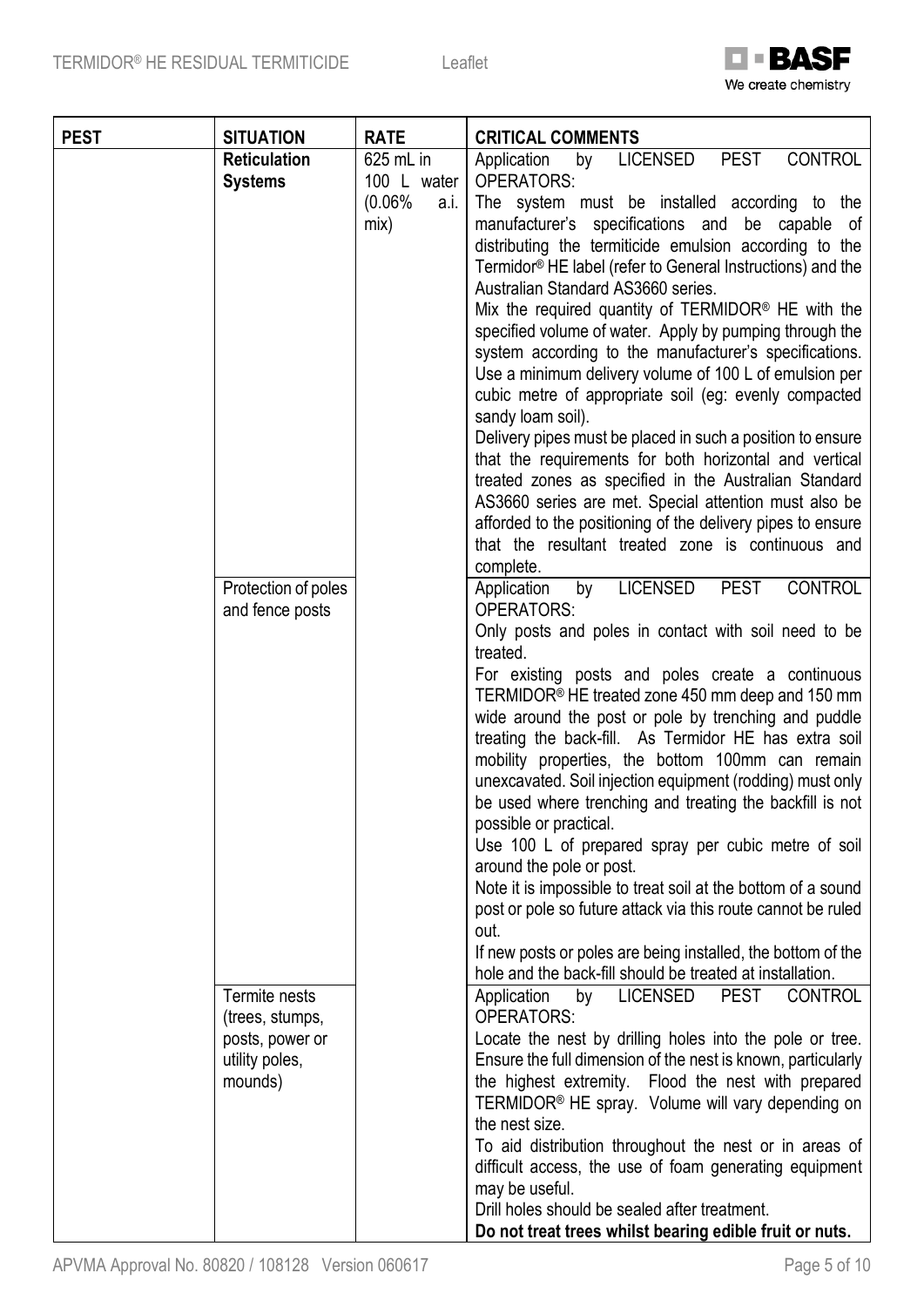| PEST | SITUATION | RATE | CRITICAL COMMENTS |
|---|---|---|---|
| | **Reticulation Systems** | 625 mL in 100 L water (0.06% a.i. mix) | Application by LICENSED PEST CONTROL OPERATORS:<br>The system must be installed according to the manufacturer's specifications and be capable of distributing the termiticide emulsion according to the Termidor® HE label (refer to General Instructions) and the Australian Standard AS3660 series.<br>Mix the required quantity of TERMIDOR® HE with the specified volume of water. Apply by pumping through the system according to the manufacturer's specifications. Use a minimum delivery volume of 100 L of emulsion per cubic metre of appropriate soil (eg: evenly compacted sandy loam soil).<br>Delivery pipes must be placed in such a position to ensure that the requirements for both horizontal and vertical treated zones as specified in the Australian Standard AS3660 series are met. Special attention must also be afforded to the positioning of the delivery pipes to ensure that the resultant treated zone is continuous and complete. |
| | Protection of poles and fence posts | | Application by LICENSED PEST CONTROL OPERATORS:<br>Only posts and poles in contact with soil need to be treated.<br>For existing posts and poles create a continuous TERMIDOR® HE treated zone 450 mm deep and 150 mm wide around the post or pole by trenching and puddle treating the back-fill. As Termidor HE has extra soil mobility properties, the bottom 100mm can remain unexcavated. Soil injection equipment (rodding) must only be used where trenching and treating the backfill is not possible or practical.<br>Use 100 L of prepared spray per cubic metre of soil around the pole or post.<br>Note it is impossible to treat soil at the bottom of a sound post or pole so future attack via this route cannot be ruled out.<br>If new posts or poles are being installed, the bottom of the hole and the back-fill should be treated at installation. |
| | Termite nests (trees, stumps, posts, power or utility poles, mounds) | | Application by LICENSED PEST CONTROL OPERATORS:<br>Locate the nest by drilling holes into the pole or tree. Ensure the full dimension of the nest is known, particularly the highest extremity. Flood the nest with prepared TERMIDOR® HE spray. Volume will vary depending on the nest size.<br>To aid distribution throughout the nest or in areas of difficult access, the use of foam generating equipment may be useful.<br>Drill holes should be sealed after treatment.<br>**Do not treat trees whilst bearing edible fruit or nuts.** |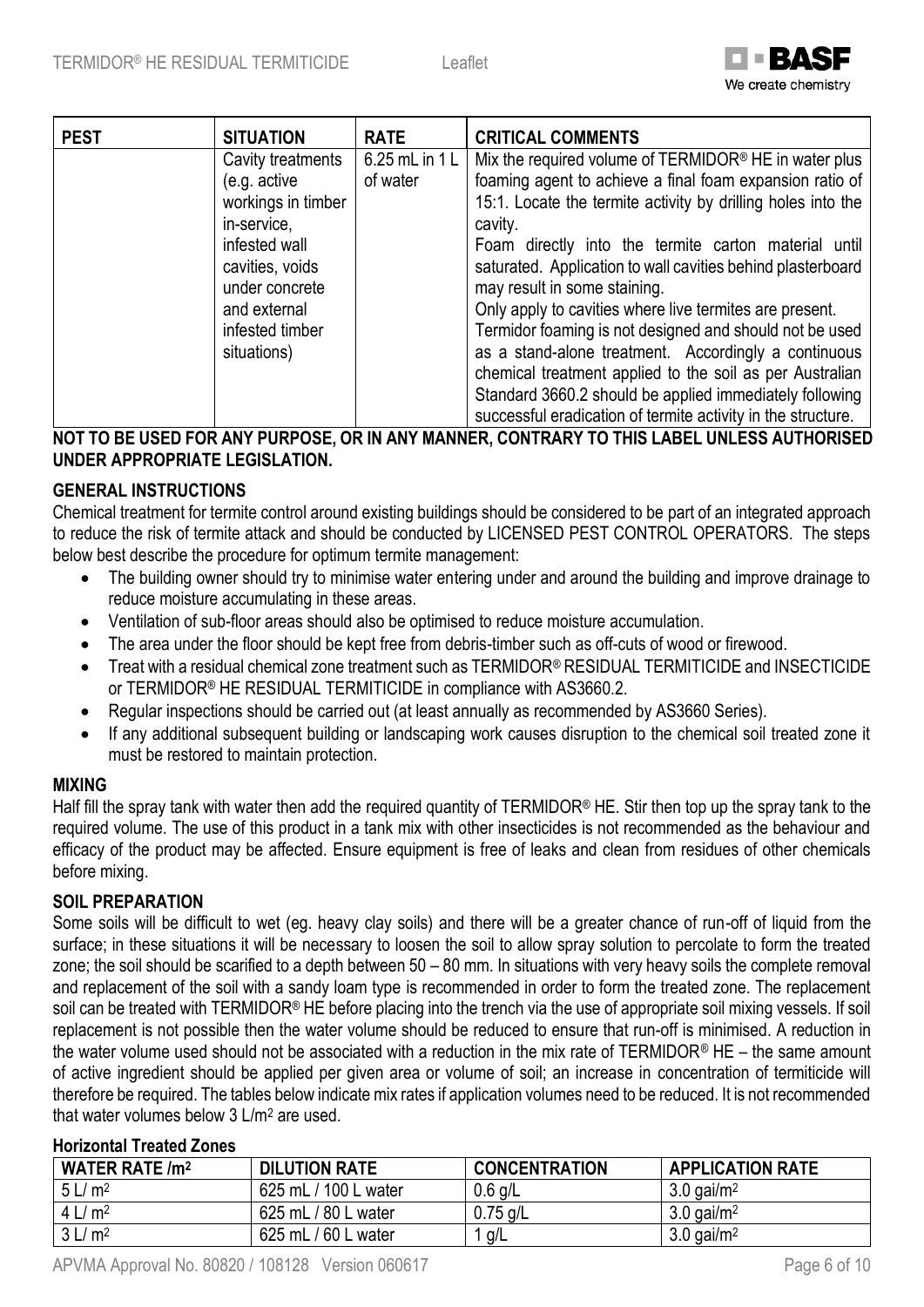| PEST | SITUATION | RATE | CRITICAL COMMENTS |
|---|---|---|---|
| | Cavity treatments (e.g. active workings in timber in-service, infested wall cavities, voids under concrete and external infested timber situations) | 6.25 mL in 1 L of water | Mix the required volume of TERMIDOR® HE in water plus foaming agent to achieve a final foam expansion ratio of 15:1. Locate the termite activity by drilling holes into the cavity.<br>Foam directly into the termite carton material until saturated. Application to wall cavities behind plasterboard may result in some staining.<br>Only apply to cavities where live termites are present.<br>Termidor foaming is not designed and should not be used as a stand-alone treatment. Accordingly a continuous chemical treatment applied to the soil as per Australian Standard 3660.2 should be applied immediately following successful eradication of termite activity in the structure. |

**NOT TO BE USED FOR ANY PURPOSE, OR IN ANY MANNER, CONTRARY TO THIS LABEL UNLESS AUTHORISED UNDER APPROPRIATE LEGISLATION.**

## GENERAL INSTRUCTIONS

Chemical treatment for termite control around existing buildings should be considered to be part of an integrated approach to reduce the risk of termite attack and should be conducted by LICENSED PEST CONTROL OPERATORS. The steps below best describe the procedure for optimum termite management:

- The building owner should try to minimise water entering under and around the building and improve drainage to reduce moisture accumulating in these areas.
- Ventilation of sub-floor areas should also be optimised to reduce moisture accumulation.
- The area under the floor should be kept free from debris-timber such as off-cuts of wood or firewood.
- Treat with a residual chemical zone treatment such as TERMIDOR® RESIDUAL TERMITICIDE and INSECTICIDE or TERMIDOR® HE RESIDUAL TERMITICIDE in compliance with AS3660.2.
- Regular inspections should be carried out (at least annually as recommended by AS3660 Series).
- If any additional subsequent building or landscaping work causes disruption to the chemical soil treated zone it must be restored to maintain protection.

## MIXING

Half fill the spray tank with water then add the required quantity of TERMIDOR® HE. Stir then top up the spray tank to the required volume. The use of this product in a tank mix with other insecticides is not recommended as the behaviour and efficacy of the product may be affected. Ensure equipment is free of leaks and clean from residues of other chemicals before mixing.

## SOIL PREPARATION

Some soils will be difficult to wet (eg. heavy clay soils) and there will be a greater chance of run-off of liquid from the surface; in these situations it will be necessary to loosen the soil to allow spray solution to percolate to form the treated zone; the soil should be scarified to a depth between 50 – 80 mm. In situations with very heavy soils the complete removal and replacement of the soil with a sandy loam type is recommended in order to form the treated zone. The replacement soil can be treated with TERMIDOR® HE before placing into the trench via the use of appropriate soil mixing vessels. If soil replacement is not possible then the water volume should be reduced to ensure that run-off is minimised. A reduction in the water volume used should not be associated with a reduction in the mix rate of TERMIDOR® HE – the same amount of active ingredient should be applied per given area or volume of soil; an increase in concentration of termiticide will therefore be required. The tables below indicate mix rates if application volumes need to be reduced. It is not recommended that water volumes below 3 L/m$^2$ are used.

### Horizontal Treated Zones

| WATER RATE /m$^2$ | DILUTION RATE | CONCENTRATION | APPLICATION RATE |
|---|---|---|---|
| 5 L/ m$^2$ | 625 mL / 100 L water | 0.6 g/L | 3.0 gai/m$^2$ |
| 4 L/ m$^2$ | 625 mL / 80 L water | 0.75 g/L | 3.0 gai/m$^2$ |
| 3 L/ m$^2$ | 625 mL / 60 L water | 1 g/L | 3.0 gai/m$^2$ |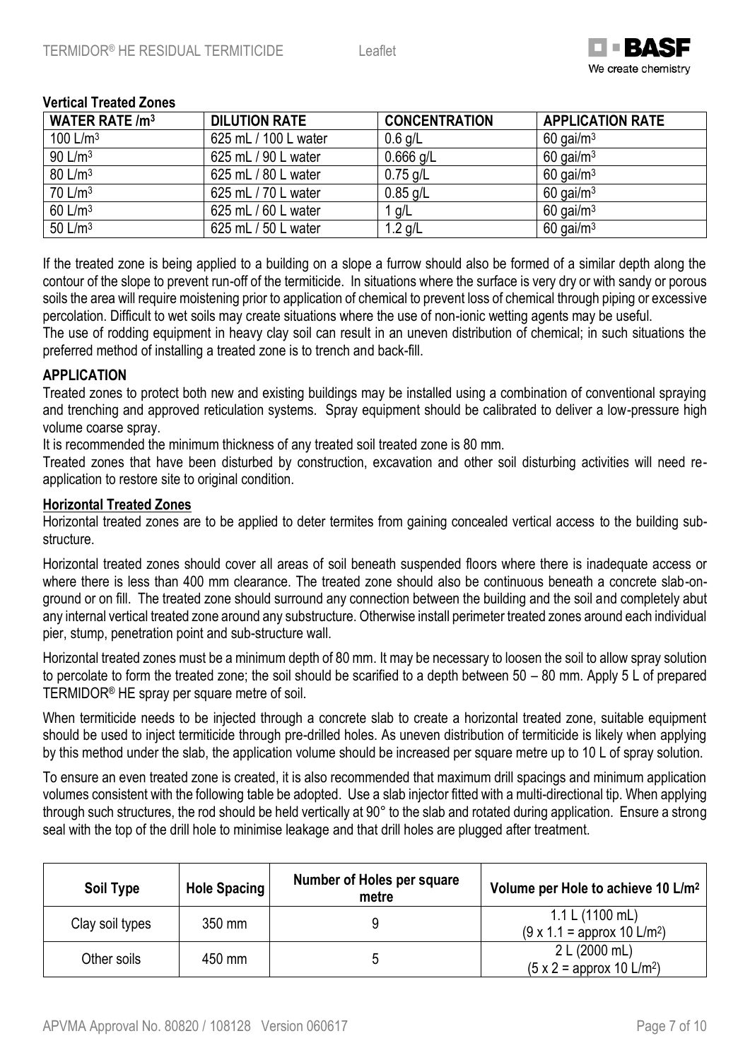**Vertical Treated Zones**

| WATER RATE /m$^3$ | DILUTION RATE | CONCENTRATION | APPLICATION RATE |
|---|---|---|---|
| 100 L/m$^3$ | 625 mL / 100 L water | 0.6 g/L | 60 gai/m$^3$ |
| 90 L/m$^3$ | 625 mL / 90 L water | 0.666 g/L | 60 gai/m$^3$ |
| 80 L/m$^3$ | 625 mL / 80 L water | 0.75 g/L | 60 gai/m$^3$ |
| 70 L/m$^3$ | 625 mL / 70 L water | 0.85 g/L | 60 gai/m$^3$ |
| 60 L/m$^3$ | 625 mL / 60 L water | 1 g/L | 60 gai/m$^3$ |
| 50 L/m$^3$ | 625 mL / 50 L water | 1.2 g/L | 60 gai/m$^3$ |

If the treated zone is being applied to a building on a slope a furrow should also be formed of a similar depth along the contour of the slope to prevent run-off of the termiticide. In situations where the surface is very dry or with sandy or porous soils the area will require moistening prior to application of chemical to prevent loss of chemical through piping or excessive percolation. Difficult to wet soils may create situations where the use of non-ionic wetting agents may be useful.

The use of rodding equipment in heavy clay soil can result in an uneven distribution of chemical; in such situations the preferred method of installing a treated zone is to trench and back-fill.

## APPLICATION

Treated zones to protect both new and existing buildings may be installed using a combination of conventional spraying and trenching and approved reticulation systems. Spray equipment should be calibrated to deliver a low-pressure high volume coarse spray.

It is recommended the minimum thickness of any treated soil treated zone is 80 mm.

Treated zones that have been disturbed by construction, excavation and other soil disturbing activities will need re-application to restore site to original condition.

### Horizontal Treated Zones

Horizontal treated zones are to be applied to deter termites from gaining concealed vertical access to the building sub-structure.

Horizontal treated zones should cover all areas of soil beneath suspended floors where there is inadequate access or where there is less than 400 mm clearance. The treated zone should also be continuous beneath a concrete slab-on-ground or on fill. The treated zone should surround any connection between the building and the soil and completely abut any internal vertical treated zone around any substructure. Otherwise install perimeter treated zones around each individual pier, stump, penetration point and sub-structure wall.

Horizontal treated zones must be a minimum depth of 80 mm. It may be necessary to loosen the soil to allow spray solution to percolate to form the treated zone; the soil should be scarified to a depth between 50 – 80 mm. Apply 5 L of prepared TERMIDOR® HE spray per square metre of soil.

When termiticide needs to be injected through a concrete slab to create a horizontal treated zone, suitable equipment should be used to inject termiticide through pre-drilled holes. As uneven distribution of termiticide is likely when applying by this method under the slab, the application volume should be increased per square metre up to 10 L of spray solution.

To ensure an even treated zone is created, it is also recommended that maximum drill spacings and minimum application volumes consistent with the following table be adopted. Use a slab injector fitted with a multi-directional tip. When applying through such structures, the rod should be held vertically at 90° to the slab and rotated during application. Ensure a strong seal with the top of the drill hole to minimise leakage and that drill holes are plugged after treatment.

| Soil Type | Hole Spacing | Number of Holes per square metre | Volume per Hole to achieve 10 L/m$^2$ |
|---|---|---|---|
| Clay soil types | 350 mm | 9 | 1.1 L (1100 mL) (9 x 1.1 = approx 10 L/m$^2$) |
| Other soils | 450 mm | 5 | 2 L (2000 mL) (5 x 2 = approx 10 L/m$^2$) |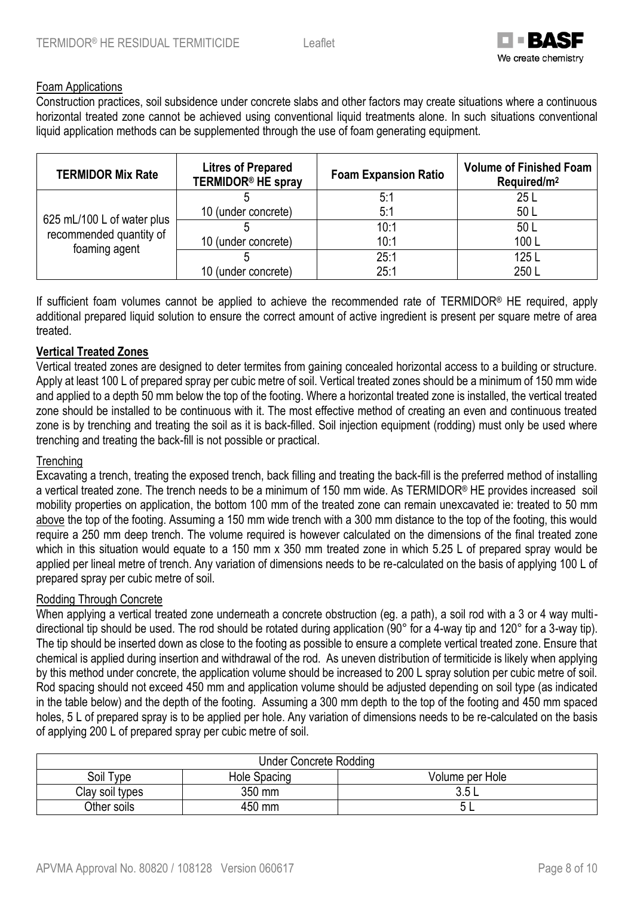Foam Applications

Construction practices, soil subsidence under concrete slabs and other factors may create situations where a continuous horizontal treated zone cannot be achieved using conventional liquid treatments alone. In such situations conventional liquid application methods can be supplemented through the use of foam generating equipment.

| TERMIDOR Mix Rate | Litres of Prepared TERMIDOR® HE spray | Foam Expansion Ratio | Volume of Finished Foam Required/m² |
|---|---|---|---|
| 625 mL/100 L of water plus recommended quantity of foaming agent | 5 | 5:1 | 25 L |
| | 10 (under concrete) | 5:1 | 50 L |
| | 5 | 10:1 | 50 L |
| | 10 (under concrete) | 10:1 | 100 L |
| | 5 | 25:1 | 125 L |
| | 10 (under concrete) | 25:1 | 250 L |

If sufficient foam volumes cannot be applied to achieve the recommended rate of TERMIDOR® HE required, apply additional prepared liquid solution to ensure the correct amount of active ingredient is present per square metre of area treated.

**Vertical Treated Zones**

Vertical treated zones are designed to deter termites from gaining concealed horizontal access to a building or structure. Apply at least 100 L of prepared spray per cubic metre of soil. Vertical treated zones should be a minimum of 150 mm wide and applied to a depth 50 mm below the top of the footing. Where a horizontal treated zone is installed, the vertical treated zone should be installed to be continuous with it. The most effective method of creating an even and continuous treated zone is by trenching and treating the soil as it is back-filled. Soil injection equipment (rodding) must only be used where trenching and treating the back-fill is not possible or practical.

Trenching

Excavating a trench, treating the exposed trench, back filling and treating the back-fill is the preferred method of installing a vertical treated zone. The trench needs to be a minimum of 150 mm wide. As TERMIDOR® HE provides increased soil mobility properties on application, the bottom 100 mm of the treated zone can remain unexcavated ie: treated to 50 mm above the top of the footing. Assuming a 150 mm wide trench with a 300 mm distance to the top of the footing, this would require a 250 mm deep trench. The volume required is however calculated on the dimensions of the final treated zone which in this situation would equate to a 150 mm x 350 mm treated zone in which 5.25 L of prepared spray would be applied per lineal metre of trench. Any variation of dimensions needs to be re-calculated on the basis of applying 100 L of prepared spray per cubic metre of soil.

Rodding Through Concrete

When applying a vertical treated zone underneath a concrete obstruction (eg. a path), a soil rod with a 3 or 4 way multi-directional tip should be used. The rod should be rotated during application (90° for a 4-way tip and 120° for a 3-way tip). The tip should be inserted down as close to the footing as possible to ensure a complete vertical treated zone. Ensure that chemical is applied during insertion and withdrawal of the rod. As uneven distribution of termiticide is likely when applying by this method under concrete, the application volume should be increased to 200 L spray solution per cubic metre of soil. Rod spacing should not exceed 450 mm and application volume should be adjusted depending on soil type (as indicated in the table below) and the depth of the footing. Assuming a 300 mm depth to the top of the footing and 450 mm spaced holes, 5 L of prepared spray is to be applied per hole. Any variation of dimensions needs to be re-calculated on the basis of applying 200 L of prepared spray per cubic metre of soil.

| Under Concrete Rodding | | |
|---|---|---|
| Soil Type | Hole Spacing | Volume per Hole |
| Clay soil types | 350 mm | 3.5 L |
| Other soils | 450 mm | 5 L |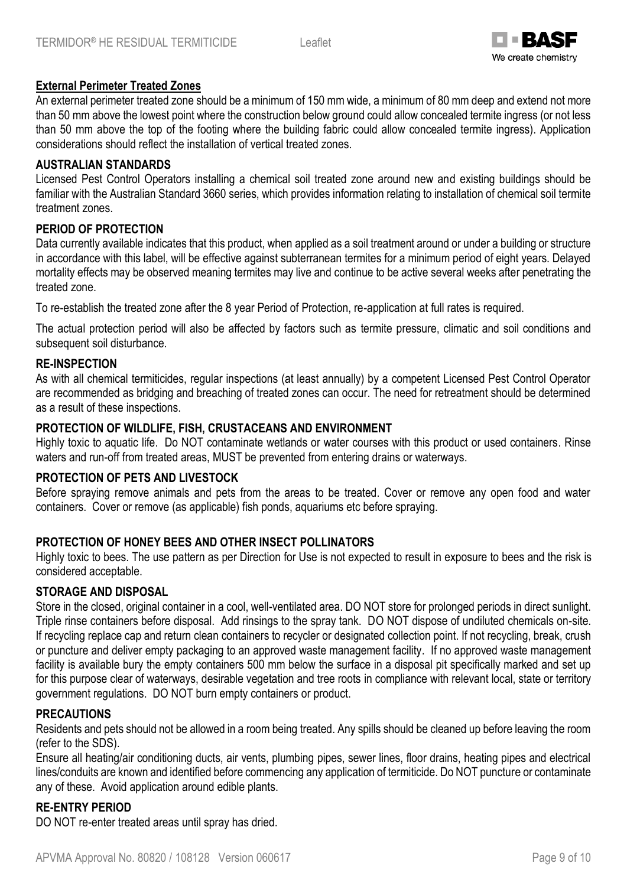## External Perimeter Treated Zones

An external perimeter treated zone should be a minimum of 150 mm wide, a minimum of 80 mm deep and extend not more than 50 mm above the lowest point where the construction below ground could allow concealed termite ingress (or not less than 50 mm above the top of the footing where the building fabric could allow concealed termite ingress). Application considerations should reflect the installation of vertical treated zones.

## AUSTRALIAN STANDARDS

Licensed Pest Control Operators installing a chemical soil treated zone around new and existing buildings should be familiar with the Australian Standard 3660 series, which provides information relating to installation of chemical soil termite treatment zones.

## PERIOD OF PROTECTION

Data currently available indicates that this product, when applied as a soil treatment around or under a building or structure in accordance with this label, will be effective against subterranean termites for a minimum period of eight years. Delayed mortality effects may be observed meaning termites may live and continue to be active several weeks after penetrating the treated zone.

To re-establish the treated zone after the 8 year Period of Protection, re-application at full rates is required.

The actual protection period will also be affected by factors such as termite pressure, climatic and soil conditions and subsequent soil disturbance.

## RE-INSPECTION

As with all chemical termiticides, regular inspections (at least annually) by a competent Licensed Pest Control Operator are recommended as bridging and breaching of treated zones can occur. The need for retreatment should be determined as a result of these inspections.

## PROTECTION OF WILDLIFE, FISH, CRUSTACEANS AND ENVIRONMENT

Highly toxic to aquatic life. Do NOT contaminate wetlands or water courses with this product or used containers. Rinse waters and run-off from treated areas, MUST be prevented from entering drains or waterways.

## PROTECTION OF PETS AND LIVESTOCK

Before spraying remove animals and pets from the areas to be treated. Cover or remove any open food and water containers. Cover or remove (as applicable) fish ponds, aquariums etc before spraying.

## PROTECTION OF HONEY BEES AND OTHER INSECT POLLINATORS

Highly toxic to bees. The use pattern as per Direction for Use is not expected to result in exposure to bees and the risk is considered acceptable.

## STORAGE AND DISPOSAL

Store in the closed, original container in a cool, well-ventilated area. DO NOT store for prolonged periods in direct sunlight. Triple rinse containers before disposal. Add rinsings to the spray tank. DO NOT dispose of undiluted chemicals on-site. If recycling replace cap and return clean containers to recycler or designated collection point. If not recycling, break, crush or puncture and deliver empty packaging to an approved waste management facility. If no approved waste management facility is available bury the empty containers 500 mm below the surface in a disposal pit specifically marked and set up for this purpose clear of waterways, desirable vegetation and tree roots in compliance with relevant local, state or territory government regulations. DO NOT burn empty containers or product.

## PRECAUTIONS

Residents and pets should not be allowed in a room being treated. Any spills should be cleaned up before leaving the room (refer to the SDS).

Ensure all heating/air conditioning ducts, air vents, plumbing pipes, sewer lines, floor drains, heating pipes and electrical lines/conduits are known and identified before commencing any application of termiticide. Do NOT puncture or contaminate any of these. Avoid application around edible plants.

## RE-ENTRY PERIOD

DO NOT re-enter treated areas until spray has dried.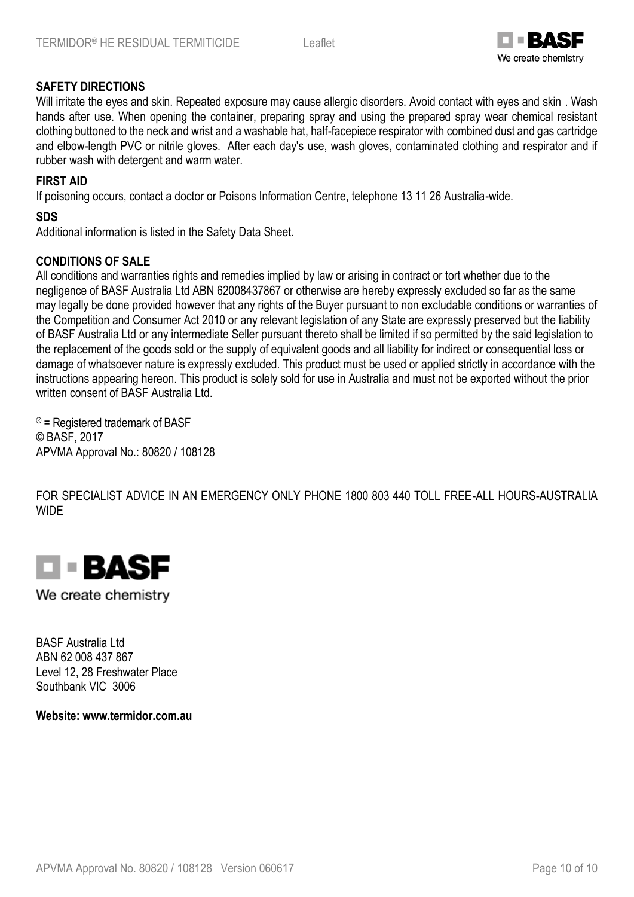## SAFETY DIRECTIONS

Will irritate the eyes and skin. Repeated exposure may cause allergic disorders. Avoid contact with eyes and skin . Wash hands after use. When opening the container, preparing spray and using the prepared spray wear chemical resistant clothing buttoned to the neck and wrist and a washable hat, half-facepiece respirator with combined dust and gas cartridge and elbow-length PVC or nitrile gloves. After each day's use, wash gloves, contaminated clothing and respirator and if rubber wash with detergent and warm water.

## FIRST AID

If poisoning occurs, contact a doctor or Poisons Information Centre, telephone 13 11 26 Australia-wide.

## SDS

Additional information is listed in the Safety Data Sheet.

## CONDITIONS OF SALE

All conditions and warranties rights and remedies implied by law or arising in contract or tort whether due to the negligence of BASF Australia Ltd ABN 62008437867 or otherwise are hereby expressly excluded so far as the same may legally be done provided however that any rights of the Buyer pursuant to non excludable conditions or warranties of the Competition and Consumer Act 2010 or any relevant legislation of any State are expressly preserved but the liability of BASF Australia Ltd or any intermediate Seller pursuant thereto shall be limited if so permitted by the said legislation to the replacement of the goods sold or the supply of equivalent goods and all liability for indirect or consequential loss or damage of whatsoever nature is expressly excluded. This product must be used or applied strictly in accordance with the instructions appearing hereon. This product is solely sold for use in Australia and must not be exported without the prior written consent of BASF Australia Ltd.

® = Registered trademark of BASF
© BASF, 2017
APVMA Approval No.: 80820 / 108128

FOR SPECIALIST ADVICE IN AN EMERGENCY ONLY PHONE 1800 803 440 TOLL FREE-ALL HOURS-AUSTRALIA WIDE

BASF
We create chemistry

BASF Australia Ltd
ABN 62 008 437 867
Level 12, 28 Freshwater Place
Southbank VIC 3006

**Website: www.termidor.com.au**